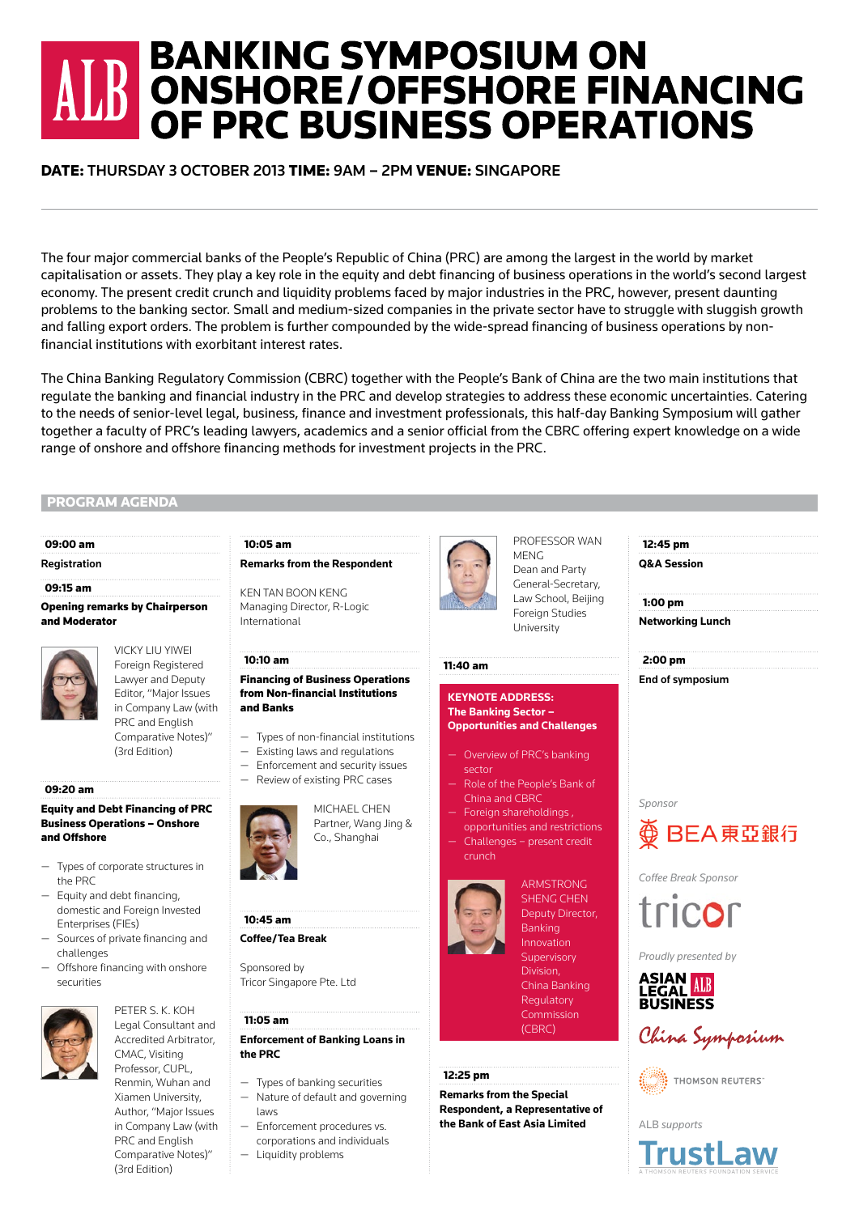# ALB BANKING SYMPOSIUM ON ONSHORE/OFFSHORE FINANCING OF PRC BUSINESS OPERATIONS

**DATE:** THURSDAY 3 OCTOBER 2013 **TIME:** 9AM – 2PM **VENUE:** SINGAPORE

The four major commercial banks of the People's Republic of China (PRC) are among the largest in the world by market capitalisation or assets. They play a key role in the equity and debt financing of business operations in the world's second largest economy. The present credit crunch and liquidity problems faced by major industries in the PRC, however, present daunting problems to the banking sector. Small and medium-sized companies in the private sector have to struggle with sluggish growth and falling export orders. The problem is further compounded by the wide-spread financing of business operations by non-financial institutions with exorbitant interest rates.

The China Banking Regulatory Commission (CBRC) together with the People's Bank of China are the two main institutions that regulate the banking and financial industry in the PRC and develop strategies to address these economic uncertainties. Catering to the needs of senior-level legal, business, finance and investment professionals, this half-day Banking Symposium will gather together a faculty of PRC's leading lawyers, academics and a senior official from the CBRC offering expert knowledge on a wide range of onshore and offshore financing methods for investment projects in the PRC.

## PROGRAM AGENDA

**09:00 am**

**Registration**

**09:15 am**

**Opening remarks by Chairperson and Moderator**

VICKY LIU YIWEI
Foreign Registered Lawyer and Deputy Editor, "Major Issues in Company Law (with PRC and English Comparative Notes)" (3rd Edition)

**09:20 am**

**Equity and Debt Financing of PRC Business Operations – Onshore and Offshore**

- Types of corporate structures in the PRC
- Equity and debt financing, domestic and Foreign Invested Enterprises (FIEs)
- Sources of private financing and challenges
- Offshore financing with onshore securities

PETER S. K. KOH
Legal Consultant and Accredited Arbitrator, CMAC, Visiting Professor, CUPL, Renmin, Wuhan and Xiamen University, Author, "Major Issues in Company Law (with PRC and English Comparative Notes)" (3rd Edition)

**10:05 am**

**Remarks from the Respondent**

KEN TAN BOON KENG
Managing Director, R-Logic International

**10:10 am**

**Financing of Business Operations from Non-financial Institutions and Banks**

- Types of non-financial institutions
- Existing laws and regulations
- Enforcement and security issues
- Review of existing PRC cases

MICHAEL CHEN
Partner, Wang Jing & Co., Shanghai

**10:45 am**

**Coffee/Tea Break**

Sponsored by
Tricor Singapore Pte. Ltd

**11:05 am**

**Enforcement of Banking Loans in the PRC**

- Types of banking securities
- Nature of default and governing laws
- Enforcement procedures vs. corporations and individuals
- Liquidity problems

PROFESSOR WAN MENG
Dean and Party General-Secretary, Law School, Beijing Foreign Studies University

**11:40 am**

**KEYNOTE ADDRESS: The Banking Sector – Opportunities and Challenges**

- Overview of PRC's banking sector
- Role of the People's Bank of China and CBRC
- Foreign shareholdings, opportunities and restrictions
- Challenges – present credit crunch

ARMSTRONG SHENG CHEN
Deputy Director, Banking Innovation Supervisory Division, China Banking Regulatory Commission (CBRC)

**12:25 pm**

**Remarks from the Special Respondent, a Representative of the Bank of East Asia Limited**

**12:45 pm**

**Q&A Session**

**1:00 pm**

**Networking Lunch**

**2:00 pm**

**End of symposium**

*Sponsor*

BEA 東亞銀行

*Coffee Break Sponsor*

tricor

*Proudly presented by*

ASIAN LEGAL BUSINESS ALB

China Symposium

THOMSON REUTERS

*ALB supports*

TrustLaw
A THOMSON REUTERS FOUNDATION SERVICE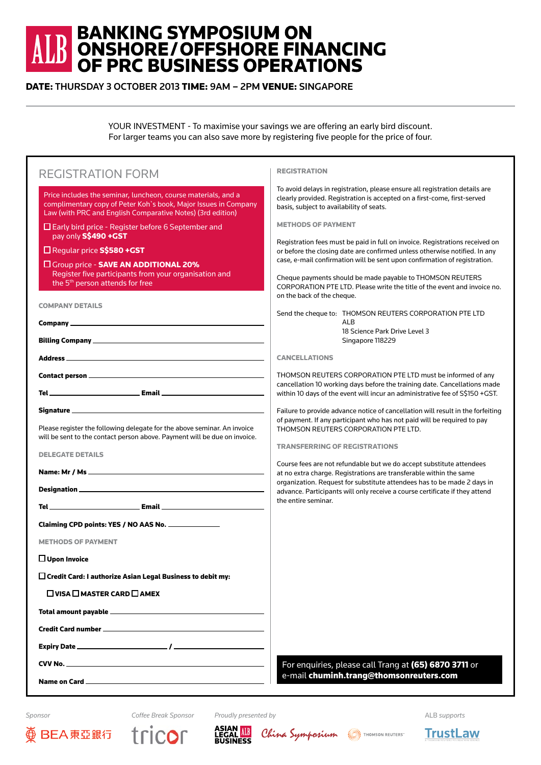# ALB BANKING SYMPOSIUM ON ONSHORE/OFFSHORE FINANCING OF PRC BUSINESS OPERATIONS

**DATE:** THURSDAY 3 OCTOBER 2013 **TIME:** 9AM – 2PM **VENUE:** SINGAPORE

YOUR INVESTMENT - To maximise your savings we are offering an early bird discount. For larger teams you can also save more by registering five people for the price of four.

## REGISTRATION FORM

Price includes the seminar, luncheon, course materials, and a complimentary copy of Peter Koh's book, Major Issues in Company Law (with PRC and English Comparative Notes) (3rd edition)

☐ Early bird price - Register before 6 September and pay only **S$490 +GST**

☐ Regular price **S$580 +GST**

☐ Group price - **SAVE AN ADDITIONAL 20%**
Register five participants from your organisation and the 5th person attends for free

### COMPANY DETAILS

**Company** ______________________________

**Billing Company** ______________________________

**Address** ______________________________

**Contact person** ______________________________

**Tel** ______________ **Email** ______________

**Signature** ______________________________

Please register the following delegate for the above seminar. An invoice will be sent to the contact person above. Payment will be due on invoice.

### DELEGATE DETAILS

**Name: Mr / Ms** ______________________________

**Designation** ______________________________

**Tel** ______________ **Email** ______________

**Claiming CPD points: YES / NO AAS No.** ______________

### METHODS OF PAYMENT

☐ **Upon Invoice**

☐ **Credit Card: I authorize Asian Legal Business to debit my:**

☐ **VISA** ☐ **MASTER CARD** ☐ **AMEX**

**Total amount payable** ______________________________

**Credit Card number** ______________________________

**Expiry Date** ______________ / ______________

**CVV No.** ______________________________

**Name on Card** ______________________________

### REGISTRATION

To avoid delays in registration, please ensure all registration details are clearly provided. Registration is accepted on a first-come, first-served basis, subject to availability of seats.

### METHODS OF PAYMENT

Registration fees must be paid in full on invoice. Registrations received on or before the closing date are confirmed unless otherwise notified. In any case, e-mail confirmation will be sent upon confirmation of registration.

Cheque payments should be made payable to THOMSON REUTERS CORPORATION PTE LTD. Please write the title of the event and invoice no. on the back of the cheque.

Send the cheque to: THOMSON REUTERS CORPORATION PTE LTD
ALB
18 Science Park Drive Level 3
Singapore 118229

### CANCELLATIONS

THOMSON REUTERS CORPORATION PTE LTD must be informed of any cancellation 10 working days before the training date. Cancellations made within 10 days of the event will incur an administrative fee of S$150 +GST.

Failure to provide advance notice of cancellation will result in the forfeiting of payment. If any participant who has not paid will be required to pay THOMSON REUTERS CORPORATION PTE LTD.

### TRANSFERRING OF REGISTRATIONS

Course fees are not refundable but we do accept substitute attendees at no extra charge. Registrations are transferable within the same organization. Request for substitute attendees has to be made 2 days in advance. Participants will only receive a course certificate if they attend the entire seminar.

For enquiries, please call Trang at **(65) 6870 3711** or e-mail **chuminh.trang@thomsonreuters.com**

*Sponsor* BEA 東亞銀行

*Coffee Break Sponsor* tricor

*Proudly presented by* ASIAN LEGAL BUSINESS ALB, China Symposium, THOMSON REUTERS

*ALB supports* TrustLaw